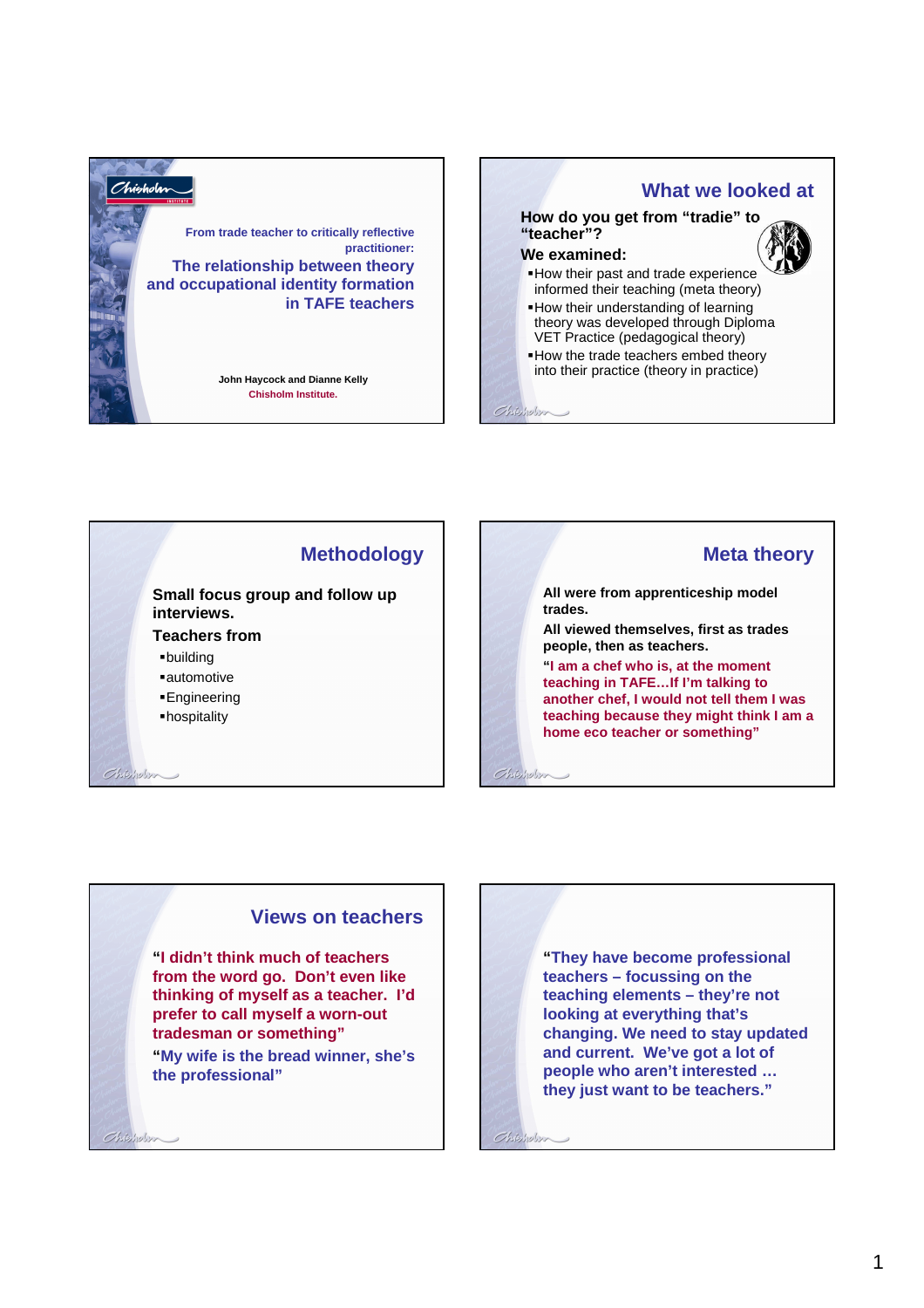From trade teacher to critically reflective practitioner:

# The relationship between theory and occupational identity formation in TAFE teachers

John Haycock and Dianne Kelly

Chisholm Institute.

## What we looked at

**How do you get from "tradie" to "teacher"?**

**We examined:**

- How their past and trade experience informed their teaching (meta theory)
- How their understanding of learning theory was developed through Diploma VET Practice (pedagogical theory)
- How the trade teachers embed theory into their practice (theory in practice)

## Methodology

**Small focus group and follow up interviews.**

**Teachers from**

- building
- automotive
- Engineering
- hospitality

## Meta theory

**All were from apprenticeship model trades.**

**All viewed themselves, first as trades people, then as teachers.**

**"I am a chef who is, at the moment teaching in TAFE…If I'm talking to another chef, I would not tell them I was teaching because they might think I am a home eco teacher or something"**

## Views on teachers

**"I didn't think much of teachers from the word go. Don't even like thinking of myself as a teacher. I'd prefer to call myself a worn-out tradesman or something"**

**"My wife is the bread winner, she's the professional"**

**"They have become professional teachers – focussing on the teaching elements – they're not looking at everything that's changing. We need to stay updated and current. We've got a lot of people who aren't interested … they just want to be teachers."**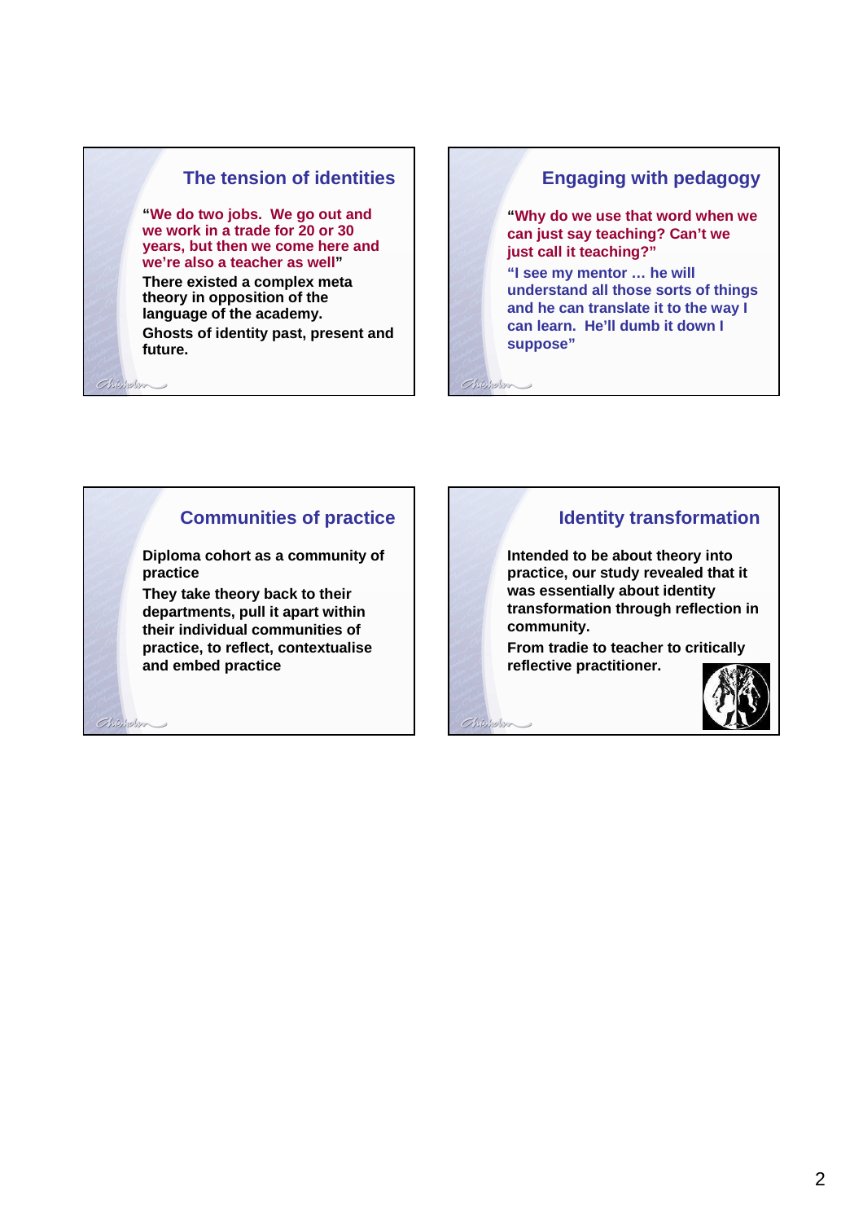## The tension of identities

**"We do two jobs. We go out and we work in a trade for 20 or 30 years, but then we come here and we're also a teacher as well"**

**There existed a complex meta theory in opposition of the language of the academy.**

**Ghosts of identity past, present and future.**

## Engaging with pedagogy

**"Why do we use that word when we can just say teaching? Can't we just call it teaching?"**

**"I see my mentor … he will understand all those sorts of things and he can translate it to the way I can learn. He'll dumb it down I suppose"**

## Communities of practice

**Diploma cohort as a community of practice**

**They take theory back to their departments, pull it apart within their individual communities of practice, to reflect, contextualise and embed practice**

## Identity transformation

**Intended to be about theory into practice, our study revealed that it was essentially about identity transformation through reflection in community.**

**From tradie to teacher to critically reflective practitioner.**